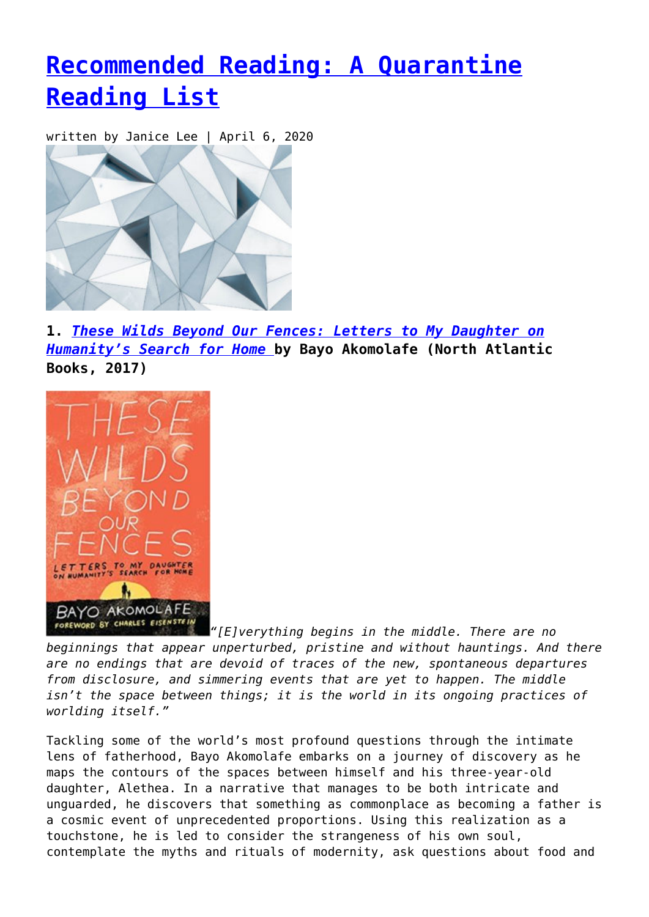# Recommended Reading: A Quarantine Reading List

written by Janice Lee | April 6, 2020

**1. *These Wilds Beyond Our Fences: Letters to My Daughter on Humanity's Search for Home* by Bayo Akomolafe (North Atlantic Books, 2017)**

*"[E]verything begins in the middle. There are no beginnings that appear unperturbed, pristine and without hauntings. And there are no endings that are devoid of traces of the new, spontaneous departures from disclosure, and simmering events that are yet to happen. The middle isn't the space between things; it is the world in its ongoing practices of worlding itself."*

Tackling some of the world's most profound questions through the intimate lens of fatherhood, Bayo Akomolafe embarks on a journey of discovery as he maps the contours of the spaces between himself and his three-year-old daughter, Alethea. In a narrative that manages to be both intricate and unguarded, he discovers that something as commonplace as becoming a father is a cosmic event of unprecedented proportions. Using this realization as a touchstone, he is led to consider the strangeness of his own soul, contemplate the myths and rituals of modernity, ask questions about food and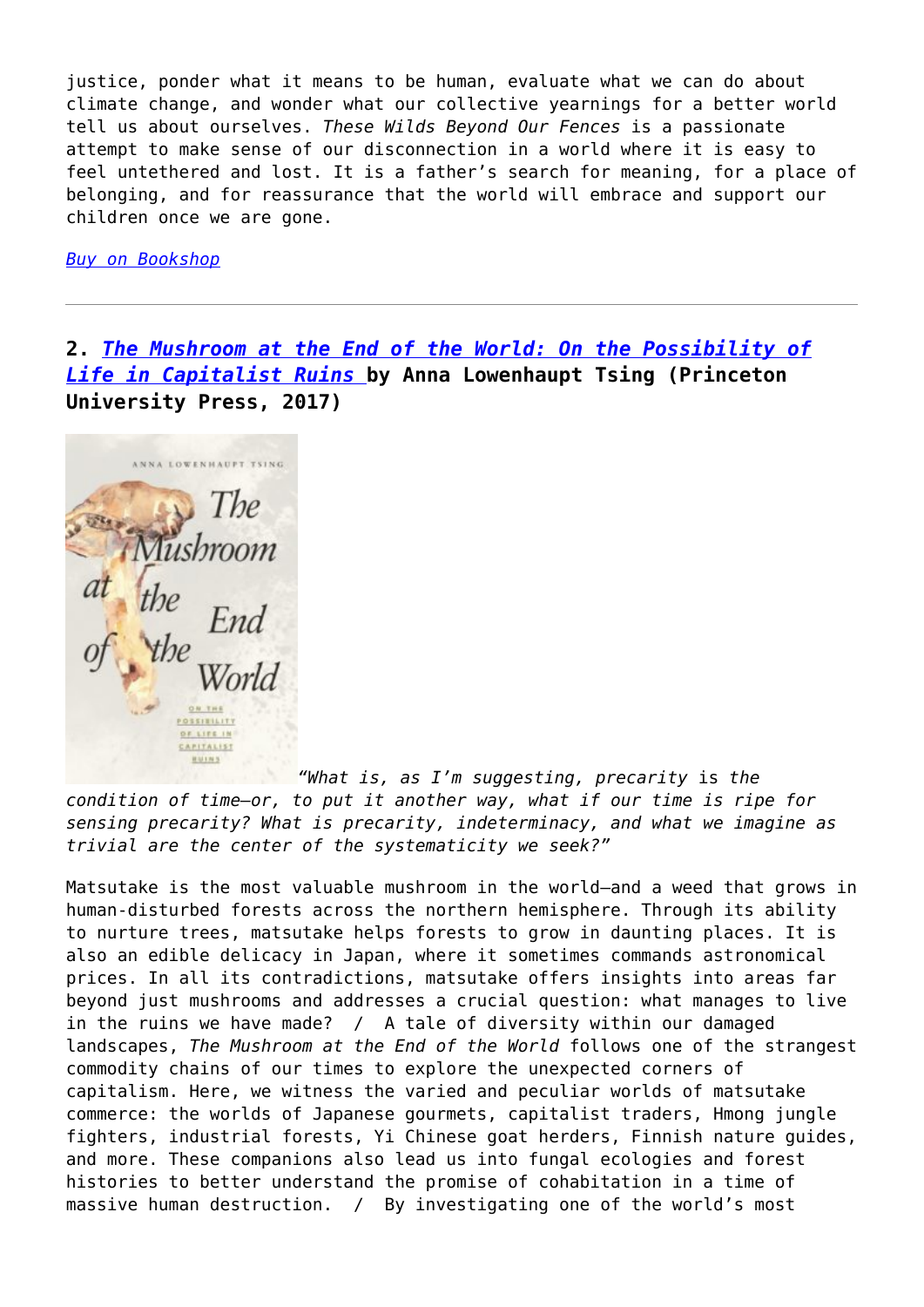justice, ponder what it means to be human, evaluate what we can do about climate change, and wonder what our collective yearnings for a better world tell us about ourselves. *These Wilds Beyond Our Fences* is a passionate attempt to make sense of our disconnection in a world where it is easy to feel untethered and lost. It is a father's search for meaning, for a place of belonging, and for reassurance that the world will embrace and support our children once we are gone.

*Buy on Bookshop*

---

## 2. *The Mushroom at the End of the World: On the Possibility of Life in Capitalist Ruins* by Anna Lowenhaupt Tsing (Princeton University Press, 2017)

*"What is, as I'm suggesting, precarity* is *the condition of time—or, to put it another way, what if our time is ripe for sensing precarity? What is precarity, indeterminacy, and what we imagine as trivial are the center of the systematicity we seek?"*

Matsutake is the most valuable mushroom in the world—and a weed that grows in human-disturbed forests across the northern hemisphere. Through its ability to nurture trees, matsutake helps forests to grow in daunting places. It is also an edible delicacy in Japan, where it sometimes commands astronomical prices. In all its contradictions, matsutake offers insights into areas far beyond just mushrooms and addresses a crucial question: what manages to live in the ruins we have made? / A tale of diversity within our damaged landscapes, *The Mushroom at the End of the World* follows one of the strangest commodity chains of our times to explore the unexpected corners of capitalism. Here, we witness the varied and peculiar worlds of matsutake commerce: the worlds of Japanese gourmets, capitalist traders, Hmong jungle fighters, industrial forests, Yi Chinese goat herders, Finnish nature guides, and more. These companions also lead us into fungal ecologies and forest histories to better understand the promise of cohabitation in a time of massive human destruction. / By investigating one of the world's most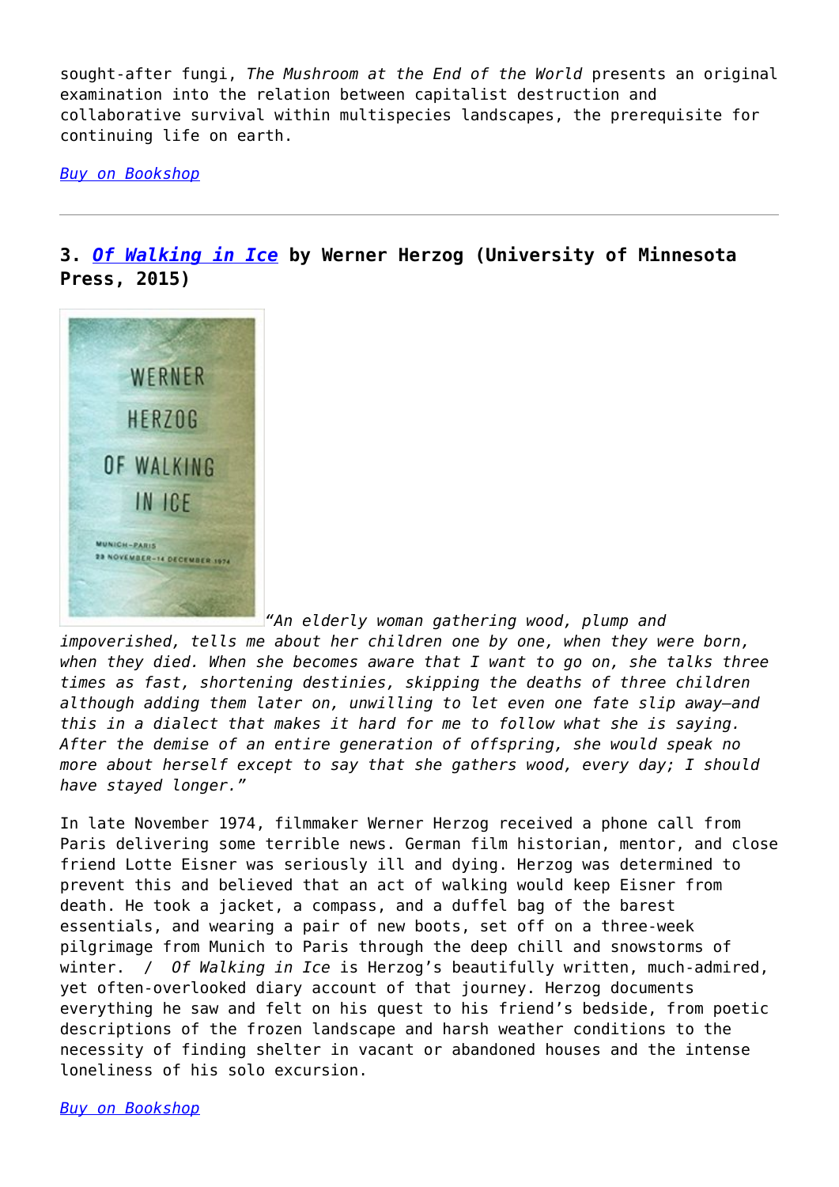sought-after fungi, *The Mushroom at the End of the World* presents an original examination into the relation between capitalist destruction and collaborative survival within multispecies landscapes, the prerequisite for continuing life on earth.

*Buy on Bookshop*

---

### 3. *Of Walking in Ice* by Werner Herzog (University of Minnesota Press, 2015)

*"An elderly woman gathering wood, plump and impoverished, tells me about her children one by one, when they were born, when they died. When she becomes aware that I want to go on, she talks three times as fast, shortening destinies, skipping the deaths of three children although adding them later on, unwilling to let even one fate slip away—and this in a dialect that makes it hard for me to follow what she is saying. After the demise of an entire generation of offspring, she would speak no more about herself except to say that she gathers wood, every day; I should have stayed longer."*

In late November 1974, filmmaker Werner Herzog received a phone call from Paris delivering some terrible news. German film historian, mentor, and close friend Lotte Eisner was seriously ill and dying. Herzog was determined to prevent this and believed that an act of walking would keep Eisner from death. He took a jacket, a compass, and a duffel bag of the barest essentials, and wearing a pair of new boots, set off on a three-week pilgrimage from Munich to Paris through the deep chill and snowstorms of winter. / *Of Walking in Ice* is Herzog's beautifully written, much-admired, yet often-overlooked diary account of that journey. Herzog documents everything he saw and felt on his quest to his friend's bedside, from poetic descriptions of the frozen landscape and harsh weather conditions to the necessity of finding shelter in vacant or abandoned houses and the intense loneliness of his solo excursion.

*Buy on Bookshop*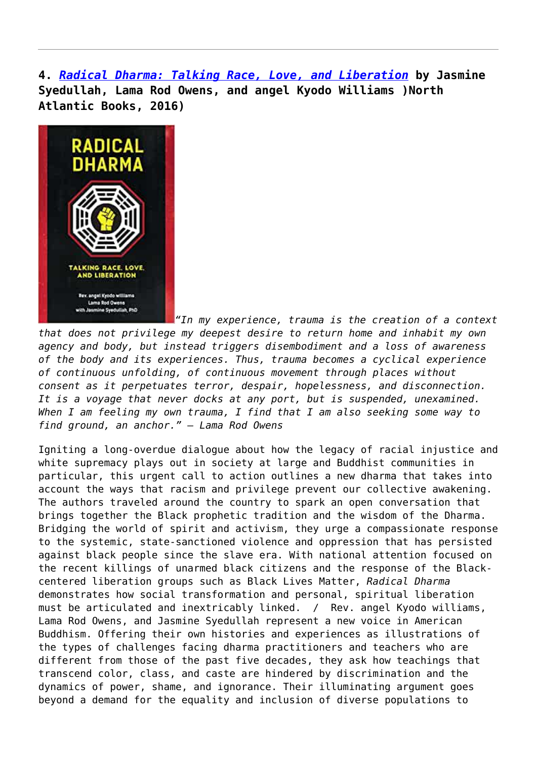**4. *[Radical Dharma: Talking Race, Love, and Liberation](#)* by Jasmine Syedullah, Lama Rod Owens, and angel Kyodo Williams )North Atlantic Books, 2016)**

*"In my experience, trauma is the creation of a context that does not privilege my deepest desire to return home and inhabit my own agency and body, but instead triggers disembodiment and a loss of awareness of the body and its experiences. Thus, trauma becomes a cyclical experience of continuous unfolding, of continuous movement through places without consent as it perpetuates terror, despair, hopelessness, and disconnection. It is a voyage that never docks at any port, but is suspended, unexamined. When I am feeling my own trauma, I find that I am also seeking some way to find ground, an anchor." – Lama Rod Owens*

Igniting a long-overdue dialogue about how the legacy of racial injustice and white supremacy plays out in society at large and Buddhist communities in particular, this urgent call to action outlines a new dharma that takes into account the ways that racism and privilege prevent our collective awakening. The authors traveled around the country to spark an open conversation that brings together the Black prophetic tradition and the wisdom of the Dharma. Bridging the world of spirit and activism, they urge a compassionate response to the systemic, state-sanctioned violence and oppression that has persisted against black people since the slave era. With national attention focused on the recent killings of unarmed black citizens and the response of the Black-centered liberation groups such as Black Lives Matter, *Radical Dharma* demonstrates how social transformation and personal, spiritual liberation must be articulated and inextricably linked. / Rev. angel Kyodo williams, Lama Rod Owens, and Jasmine Syedullah represent a new voice in American Buddhism. Offering their own histories and experiences as illustrations of the types of challenges facing dharma practitioners and teachers who are different from those of the past five decades, they ask how teachings that transcend color, class, and caste are hindered by discrimination and the dynamics of power, shame, and ignorance. Their illuminating argument goes beyond a demand for the equality and inclusion of diverse populations to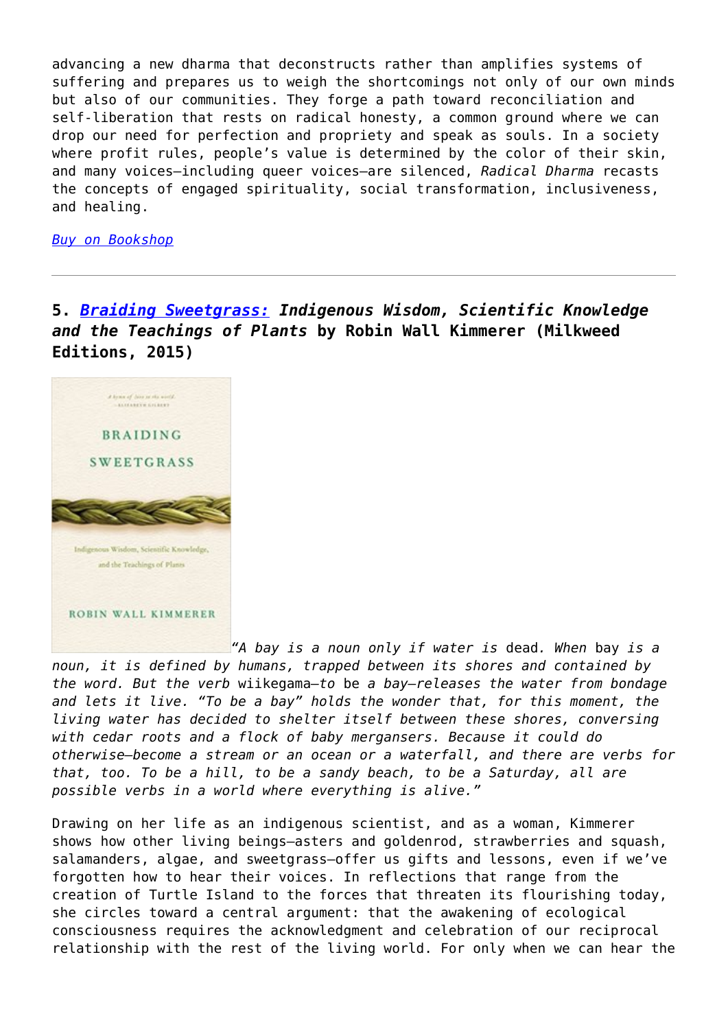advancing a new dharma that deconstructs rather than amplifies systems of suffering and prepares us to weigh the shortcomings not only of our own minds but also of our communities. They forge a path toward reconciliation and self-liberation that rests on radical honesty, a common ground where we can drop our need for perfection and propriety and speak as souls. In a society where profit rules, people's value is determined by the color of their skin, and many voices—including queer voices—are silenced, *Radical Dharma* recasts the concepts of engaged spirituality, social transformation, inclusiveness, and healing.

*Buy on Bookshop*

---

### 5. *Braiding Sweetgrass: Indigenous Wisdom, Scientific Knowledge and the Teachings of Plants* by Robin Wall Kimmerer (Milkweed Editions, 2015)

*"A bay is a noun only if water is* dead*. When* bay *is a noun, it is defined by humans, trapped between its shores and contained by the word. But the verb* wiikegama*—to* be *a bay—releases the water from bondage and lets it live. "To be a bay" holds the wonder that, for this moment, the living water has decided to shelter itself between these shores, conversing with cedar roots and a flock of baby mergansers. Because it could do otherwise—become a stream or an ocean or a waterfall, and there are verbs for that, too. To be a hill, to be a sandy beach, to be a Saturday, all are possible verbs in a world where everything is alive."*

Drawing on her life as an indigenous scientist, and as a woman, Kimmerer shows how other living beings—asters and goldenrod, strawberries and squash, salamanders, algae, and sweetgrass—offer us gifts and lessons, even if we've forgotten how to hear their voices. In reflections that range from the creation of Turtle Island to the forces that threaten its flourishing today, she circles toward a central argument: that the awakening of ecological consciousness requires the acknowledgment and celebration of our reciprocal relationship with the rest of the living world. For only when we can hear the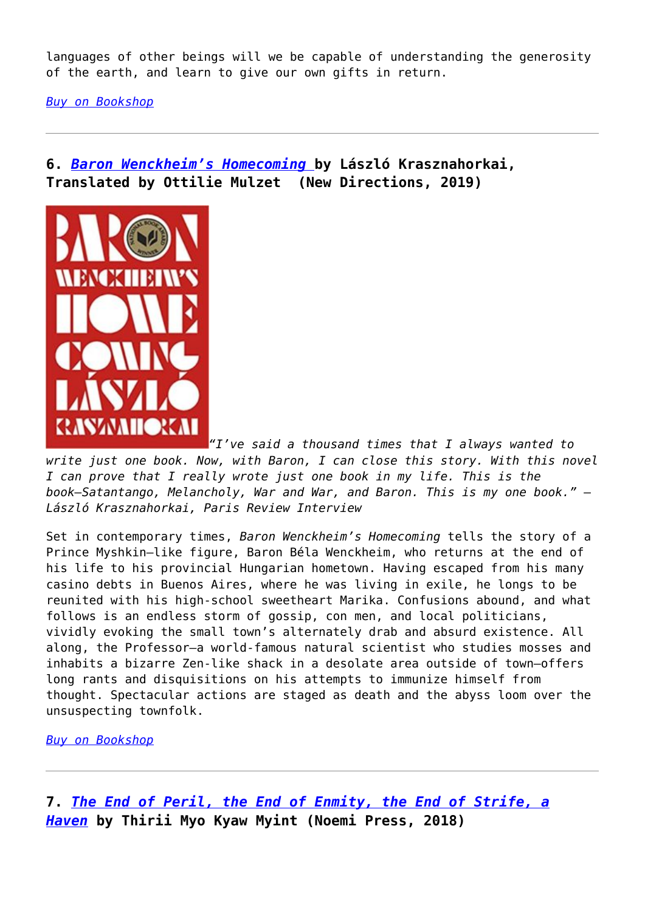languages of other beings will we be capable of understanding the generosity of the earth, and learn to give our own gifts in return.

*Buy on Bookshop*

---

### 6. *Baron Wenckheim's Homecoming* by László Krasznahorkai, Translated by Ottilie Mulzet (New Directions, 2019)

*"I've said a thousand times that I always wanted to write just one book. Now, with Baron, I can close this story. With this novel I can prove that I really wrote just one book in my life. This is the book—Satantango, Melancholy, War and War, and Baron. This is my one book." — László Krasznahorkai, Paris Review Interview*

Set in contemporary times, *Baron Wenckheim's Homecoming* tells the story of a Prince Myshkin–like figure, Baron Béla Wenckheim, who returns at the end of his life to his provincial Hungarian hometown. Having escaped from his many casino debts in Buenos Aires, where he was living in exile, he longs to be reunited with his high-school sweetheart Marika. Confusions abound, and what follows is an endless storm of gossip, con men, and local politicians, vividly evoking the small town's alternately drab and absurd existence. All along, the Professor—a world-famous natural scientist who studies mosses and inhabits a bizarre Zen-like shack in a desolate area outside of town—offers long rants and disquisitions on his attempts to immunize himself from thought. Spectacular actions are staged as death and the abyss loom over the unsuspecting townfolk.

*Buy on Bookshop*

---

### 7. *The End of Peril, the End of Enmity, the End of Strife, a Haven* by Thirii Myo Kyaw Myint (Noemi Press, 2018)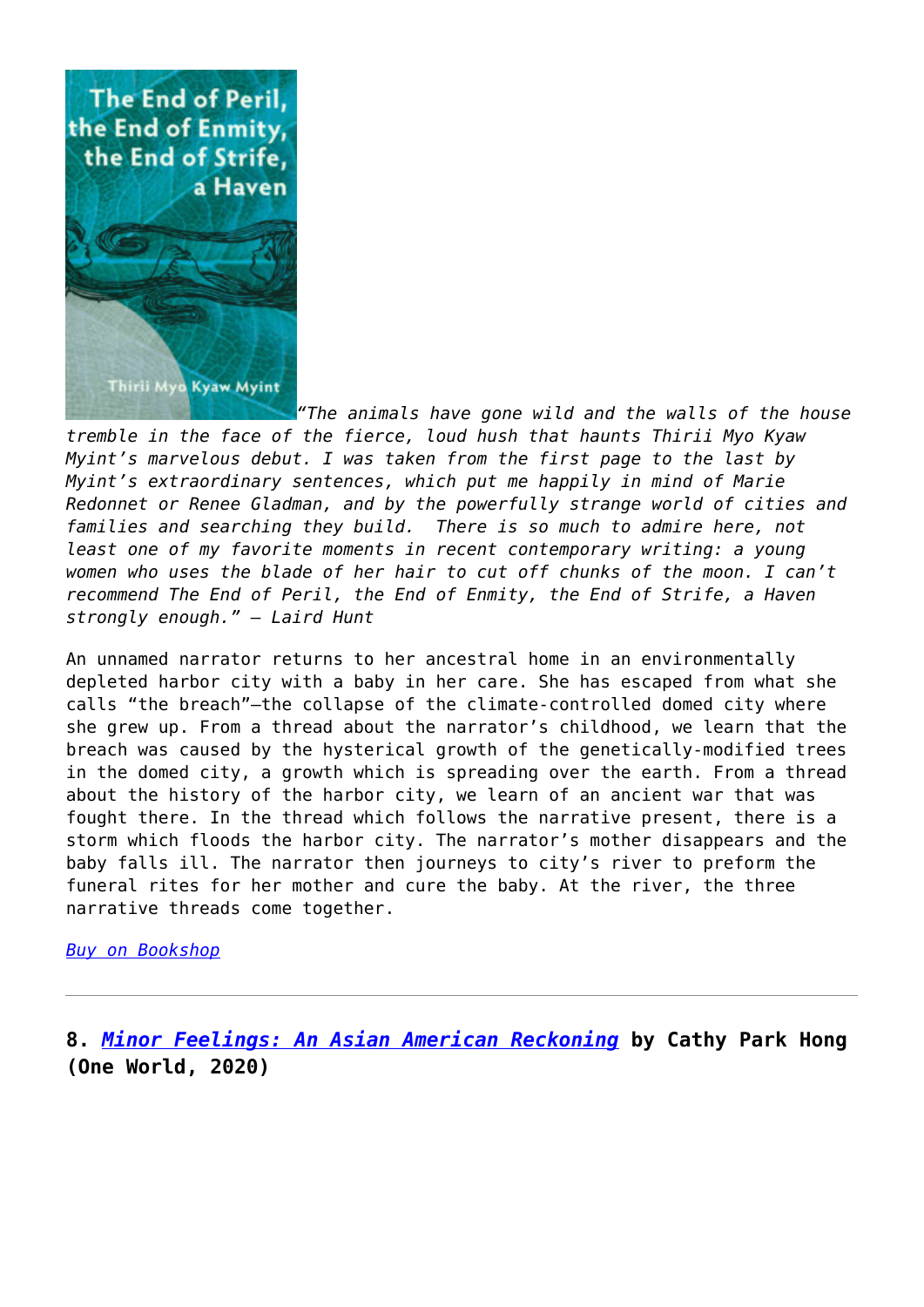*"The animals have gone wild and the walls of the house tremble in the face of the fierce, loud hush that haunts Thirii Myo Kyaw Myint's marvelous debut. I was taken from the first page to the last by Myint's extraordinary sentences, which put me happily in mind of Marie Redonnet or Renee Gladman, and by the powerfully strange world of cities and families and searching they build.  There is so much to admire here, not least one of my favorite moments in recent contemporary writing: a young women who uses the blade of her hair to cut off chunks of the moon. I can't recommend The End of Peril, the End of Enmity, the End of Strife, a Haven strongly enough." – Laird Hunt*

An unnamed narrator returns to her ancestral home in an environmentally depleted harbor city with a baby in her care. She has escaped from what she calls "the breach"—the collapse of the climate-controlled domed city where she grew up. From a thread about the narrator's childhood, we learn that the breach was caused by the hysterical growth of the genetically-modified trees in the domed city, a growth which is spreading over the earth. From a thread about the history of the harbor city, we learn of an ancient war that was fought there. In the thread which follows the narrative present, there is a storm which floods the harbor city. The narrator's mother disappears and the baby falls ill. The narrator then journeys to city's river to preform the funeral rites for her mother and cure the baby. At the river, the three narrative threads come together.

[Buy on Bookshop]

---

**8. *[Minor Feelings: An Asian American Reckoning]* by Cathy Park Hong (One World, 2020)**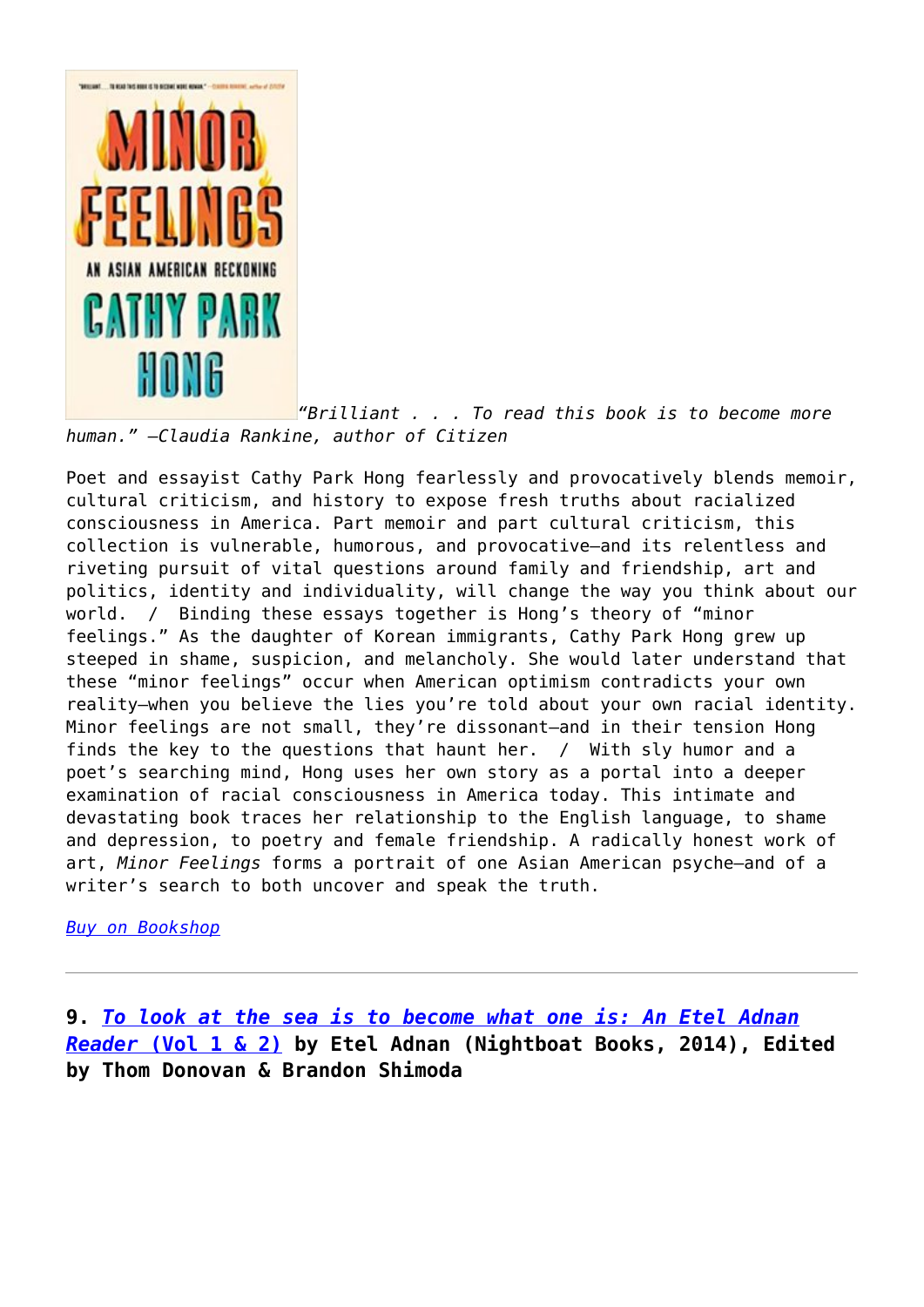*"Brilliant . . . To read this book is to become more human." —Claudia Rankine, author of Citizen*

Poet and essayist Cathy Park Hong fearlessly and provocatively blends memoir, cultural criticism, and history to expose fresh truths about racialized consciousness in America. Part memoir and part cultural criticism, this collection is vulnerable, humorous, and provocative—and its relentless and riveting pursuit of vital questions around family and friendship, art and politics, identity and individuality, will change the way you think about our world. / Binding these essays together is Hong's theory of "minor feelings." As the daughter of Korean immigrants, Cathy Park Hong grew up steeped in shame, suspicion, and melancholy. She would later understand that these "minor feelings" occur when American optimism contradicts your own reality—when you believe the lies you're told about your own racial identity. Minor feelings are not small, they're dissonant—and in their tension Hong finds the key to the questions that haunt her. / With sly humor and a poet's searching mind, Hong uses her own story as a portal into a deeper examination of racial consciousness in America today. This intimate and devastating book traces her relationship to the English language, to shame and depression, to poetry and female friendship. A radically honest work of art, *Minor Feelings* forms a portrait of one Asian American psyche—and of a writer's search to both uncover and speak the truth.

*Buy on Bookshop*

---

**9. *To look at the sea is to become what one is: An Etel Adnan Reader (Vol 1 & 2)* by Etel Adnan (Nightboat Books, 2014), Edited by Thom Donovan & Brandon Shimoda**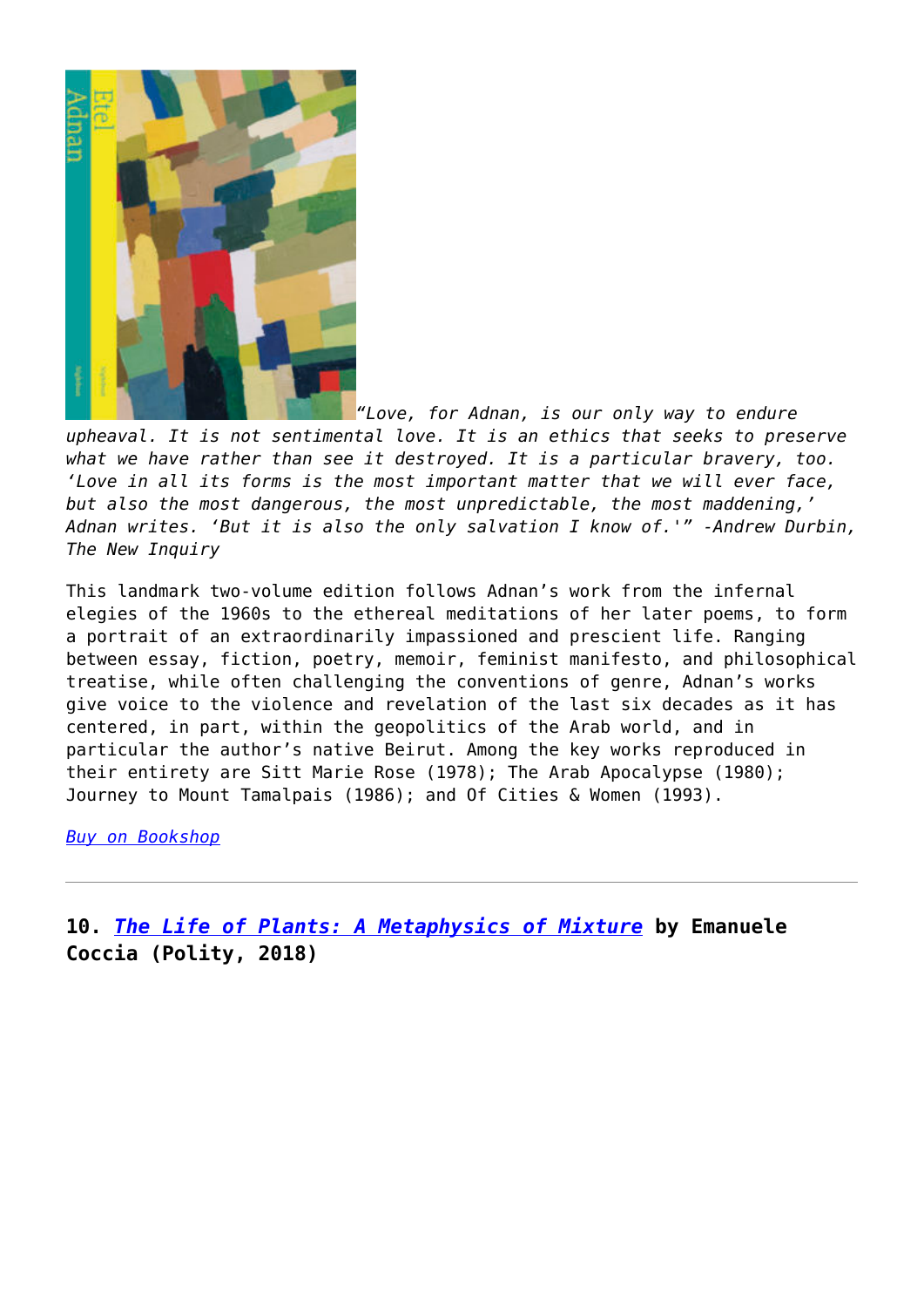*"Love, for Adnan, is our only way to endure upheaval. It is not sentimental love. It is an ethics that seeks to preserve what we have rather than see it destroyed. It is a particular bravery, too. 'Love in all its forms is the most important matter that we will ever face, but also the most dangerous, the most unpredictable, the most maddening,' Adnan writes. 'But it is also the only salvation I know of.'" -Andrew Durbin, The New Inquiry*

This landmark two-volume edition follows Adnan's work from the infernal elegies of the 1960s to the ethereal meditations of her later poems, to form a portrait of an extraordinarily impassioned and prescient life. Ranging between essay, fiction, poetry, memoir, feminist manifesto, and philosophical treatise, while often challenging the conventions of genre, Adnan's works give voice to the violence and revelation of the last six decades as it has centered, in part, within the geopolitics of the Arab world, and in particular the author's native Beirut. Among the key works reproduced in their entirety are Sitt Marie Rose (1978); The Arab Apocalypse (1980); Journey to Mount Tamalpais (1986); and Of Cities & Women (1993).

[*Buy on Bookshop*]

---

**10. [*The Life of Plants: A Metaphysics of Mixture*] by Emanuele Coccia (Polity, 2018)**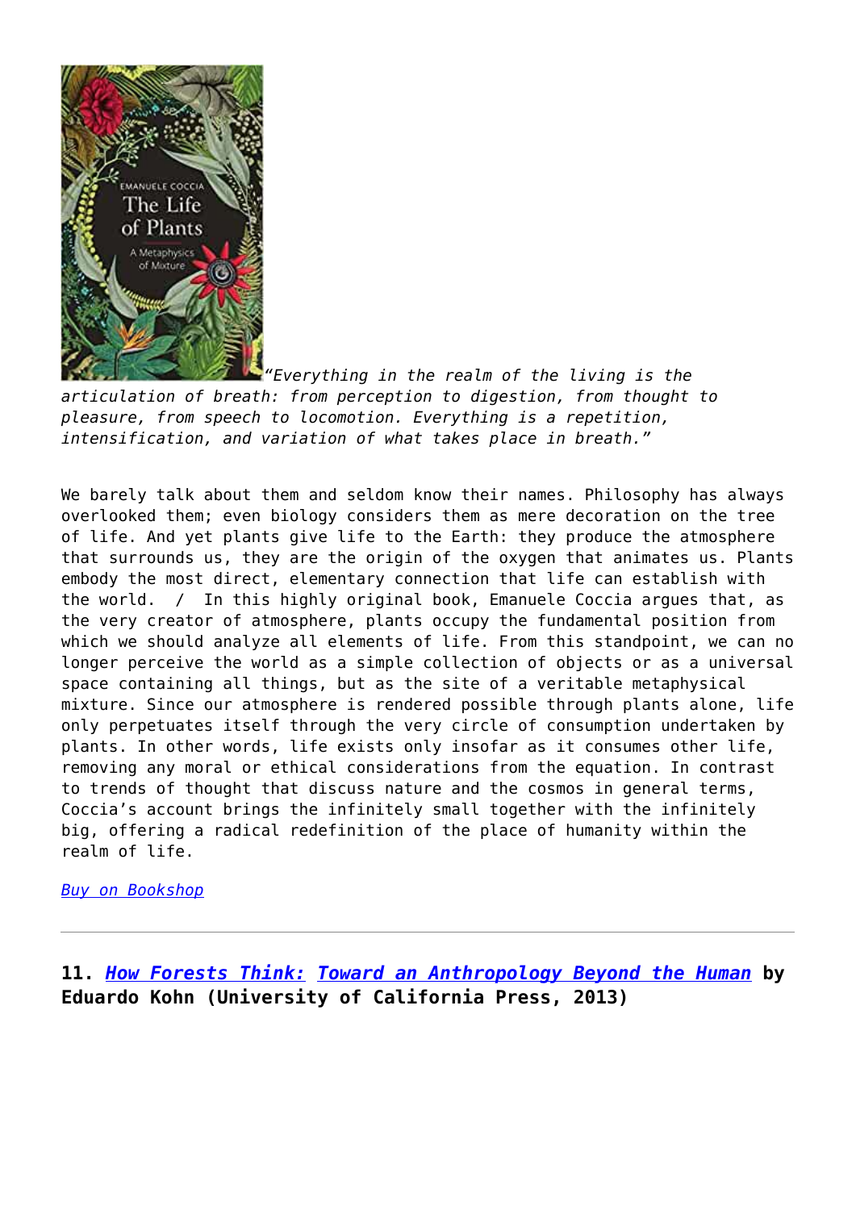*"Everything in the realm of the living is the articulation of breath: from perception to digestion, from thought to pleasure, from speech to locomotion. Everything is a repetition, intensification, and variation of what takes place in breath."*

We barely talk about them and seldom know their names. Philosophy has always overlooked them; even biology considers them as mere decoration on the tree of life. And yet plants give life to the Earth: they produce the atmosphere that surrounds us, they are the origin of the oxygen that animates us. Plants embody the most direct, elementary connection that life can establish with the world. / In this highly original book, Emanuele Coccia argues that, as the very creator of atmosphere, plants occupy the fundamental position from which we should analyze all elements of life. From this standpoint, we can no longer perceive the world as a simple collection of objects or as a universal space containing all things, but as the site of a veritable metaphysical mixture. Since our atmosphere is rendered possible through plants alone, life only perpetuates itself through the very circle of consumption undertaken by plants. In other words, life exists only insofar as it consumes other life, removing any moral or ethical considerations from the equation. In contrast to trends of thought that discuss nature and the cosmos in general terms, Coccia's account brings the infinitely small together with the infinitely big, offering a radical redefinition of the place of humanity within the realm of life.

*Buy on Bookshop*

---

**11. *How Forests Think: Toward an Anthropology Beyond the Human* by Eduardo Kohn (University of California Press, 2013)**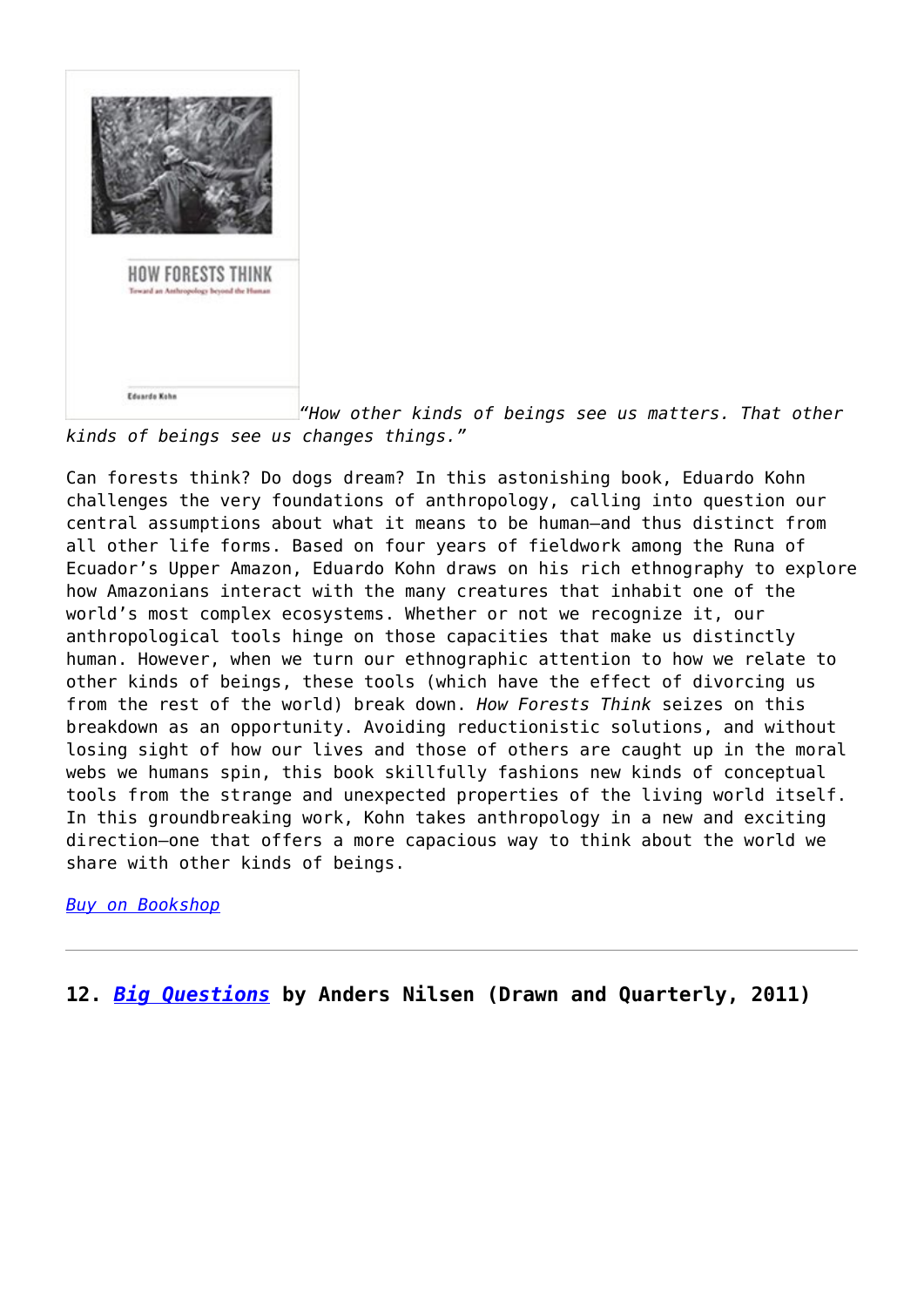*“How other kinds of beings see us matters. That other kinds of beings see us changes things.”*

Can forests think? Do dogs dream? In this astonishing book, Eduardo Kohn challenges the very foundations of anthropology, calling into question our central assumptions about what it means to be human—and thus distinct from all other life forms. Based on four years of fieldwork among the Runa of Ecuador’s Upper Amazon, Eduardo Kohn draws on his rich ethnography to explore how Amazonians interact with the many creatures that inhabit one of the world’s most complex ecosystems. Whether or not we recognize it, our anthropological tools hinge on those capacities that make us distinctly human. However, when we turn our ethnographic attention to how we relate to other kinds of beings, these tools (which have the effect of divorcing us from the rest of the world) break down. *How Forests Think* seizes on this breakdown as an opportunity. Avoiding reductionistic solutions, and without losing sight of how our lives and those of others are caught up in the moral webs we humans spin, this book skillfully fashions new kinds of conceptual tools from the strange and unexpected properties of the living world itself. In this groundbreaking work, Kohn takes anthropology in a new and exciting direction—one that offers a more capacious way to think about the world we share with other kinds of beings.

*Buy on Bookshop*

---

**12. *Big Questions* by Anders Nilsen (Drawn and Quarterly, 2011)**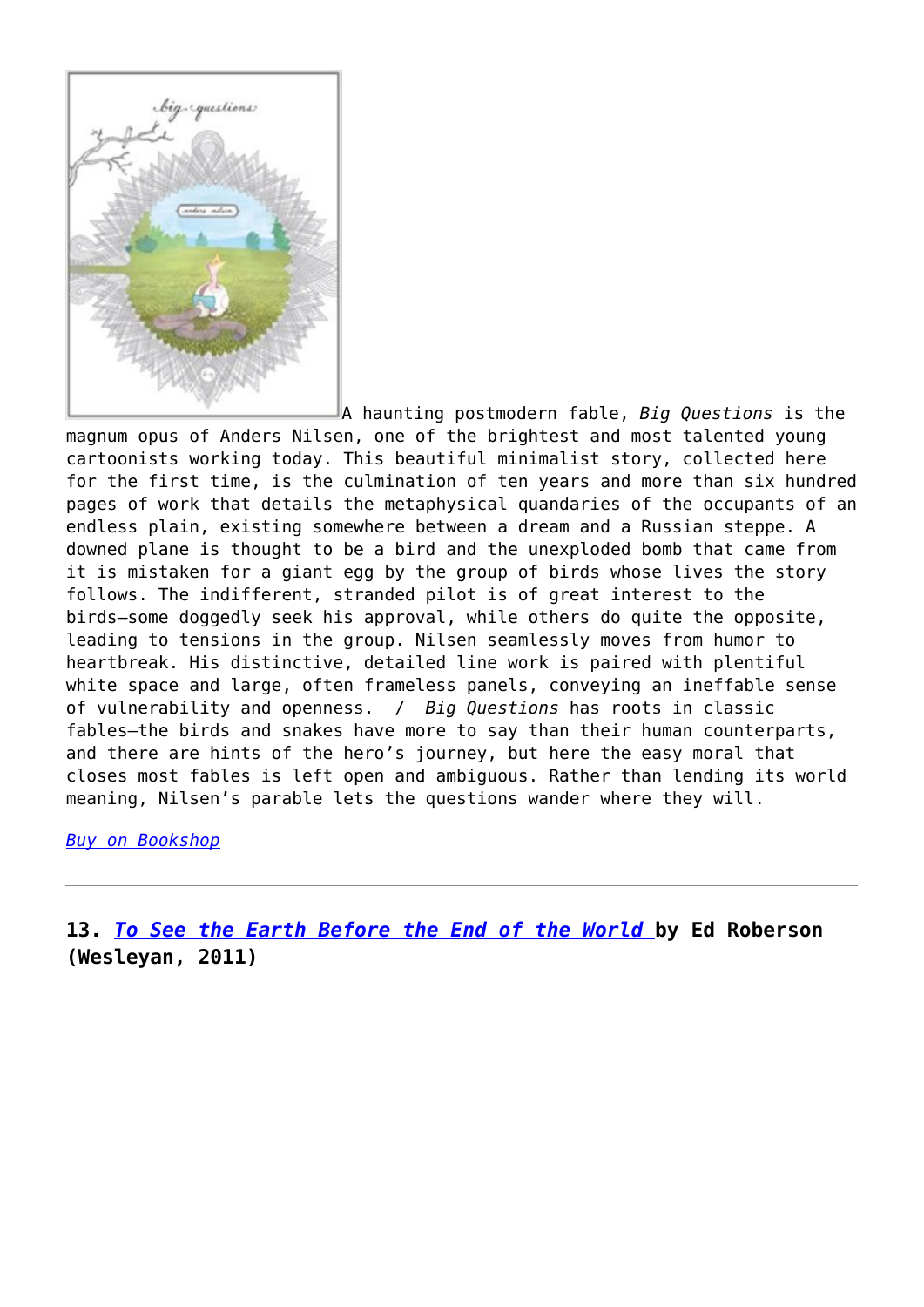A haunting postmodern fable, *Big Questions* is the magnum opus of Anders Nilsen, one of the brightest and most talented young cartoonists working today. This beautiful minimalist story, collected here for the first time, is the culmination of ten years and more than six hundred pages of work that details the metaphysical quandaries of the occupants of an endless plain, existing somewhere between a dream and a Russian steppe. A downed plane is thought to be a bird and the unexploded bomb that came from it is mistaken for a giant egg by the group of birds whose lives the story follows. The indifferent, stranded pilot is of great interest to the birds—some doggedly seek his approval, while others do quite the opposite, leading to tensions in the group. Nilsen seamlessly moves from humor to heartbreak. His distinctive, detailed line work is paired with plentiful white space and large, often frameless panels, conveying an ineffable sense of vulnerability and openness. / *Big Questions* has roots in classic fables—the birds and snakes have more to say than their human counterparts, and there are hints of the hero's journey, but here the easy moral that closes most fables is left open and ambiguous. Rather than lending its world meaning, Nilsen's parable lets the questions wander where they will.

*Buy on Bookshop*

---

**13. *To See the Earth Before the End of the World* by Ed Roberson (Wesleyan, 2011)**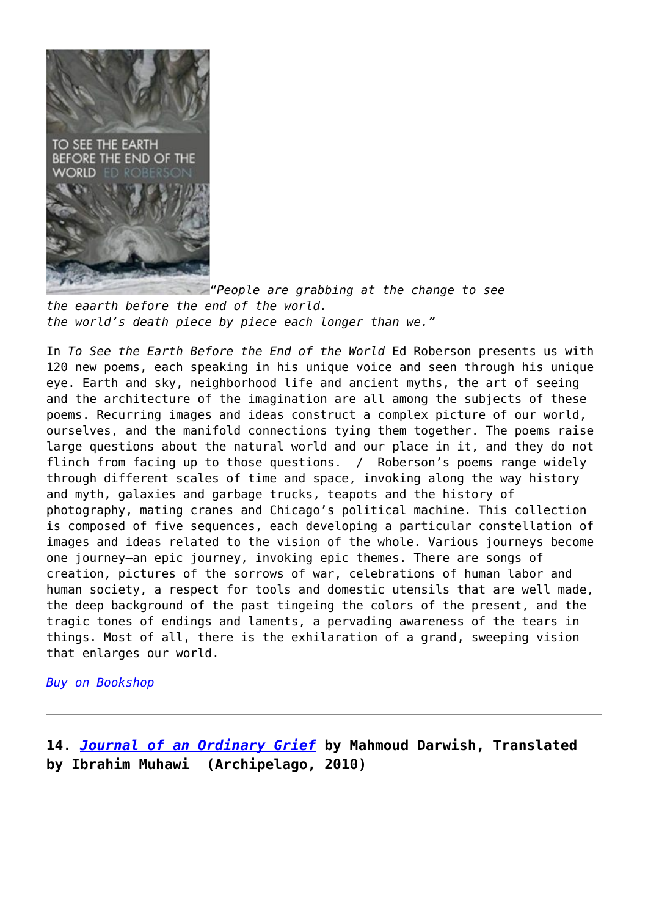*"People are grabbing at the change to see the eaarth before the end of the world.*
*the world's death piece by piece each longer than we."*

In *To See the Earth Before the End of the World* Ed Roberson presents us with 120 new poems, each speaking in his unique voice and seen through his unique eye. Earth and sky, neighborhood life and ancient myths, the art of seeing and the architecture of the imagination are all among the subjects of these poems. Recurring images and ideas construct a complex picture of our world, ourselves, and the manifold connections tying them together. The poems raise large questions about the natural world and our place in it, and they do not flinch from facing up to those questions. / Roberson's poems range widely through different scales of time and space, invoking along the way history and myth, galaxies and garbage trucks, teapots and the history of photography, mating cranes and Chicago's political machine. This collection is composed of five sequences, each developing a particular constellation of images and ideas related to the vision of the whole. Various journeys become one journey—an epic journey, invoking epic themes. There are songs of creation, pictures of the sorrows of war, celebrations of human labor and human society, a respect for tools and domestic utensils that are well made, the deep background of the past tingeing the colors of the present, and the tragic tones of endings and laments, a pervading awareness of the tears in things. Most of all, there is the exhilaration of a grand, sweeping vision that enlarges our world.

*Buy on Bookshop*

---

**14. *Journal of an Ordinary Grief* by Mahmoud Darwish, Translated by Ibrahim Muhawi (Archipelago, 2010)**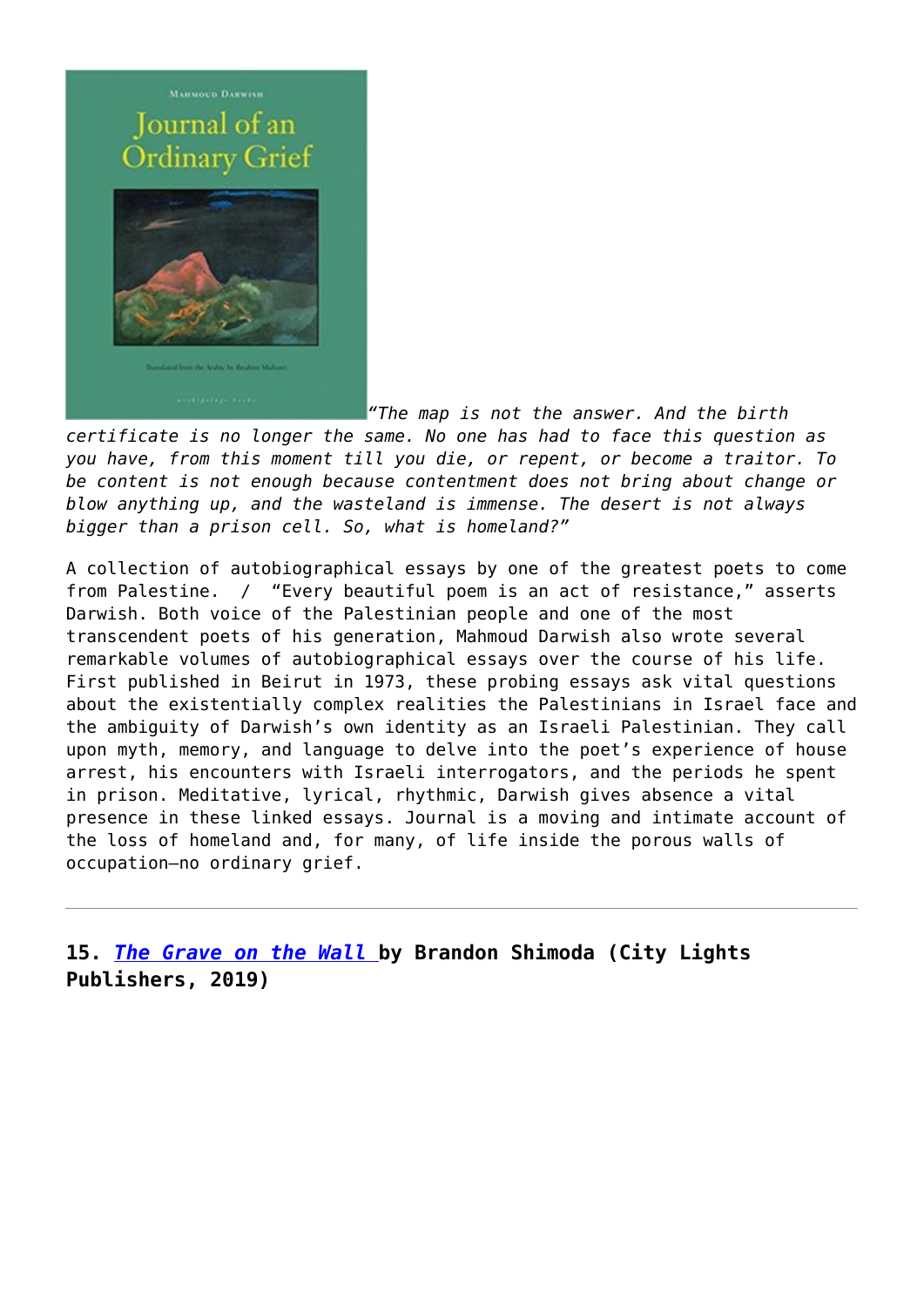*"The map is not the answer. And the birth certificate is no longer the same. No one has had to face this question as you have, from this moment till you die, or repent, or become a traitor. To be content is not enough because contentment does not bring about change or blow anything up, and the wasteland is immense. The desert is not always bigger than a prison cell. So, what is homeland?"*

A collection of autobiographical essays by one of the greatest poets to come from Palestine. / "Every beautiful poem is an act of resistance," asserts Darwish. Both voice of the Palestinian people and one of the most transcendent poets of his generation, Mahmoud Darwish also wrote several remarkable volumes of autobiographical essays over the course of his life. First published in Beirut in 1973, these probing essays ask vital questions about the existentially complex realities the Palestinians in Israel face and the ambiguity of Darwish's own identity as an Israeli Palestinian. They call upon myth, memory, and language to delve into the poet's experience of house arrest, his encounters with Israeli interrogators, and the periods he spent in prison. Meditative, lyrical, rhythmic, Darwish gives absence a vital presence in these linked essays. Journal is a moving and intimate account of the loss of homeland and, for many, of life inside the porous walls of occupation—no ordinary grief.

---

**15. *The Grave on the Wall* by Brandon Shimoda (City Lights Publishers, 2019)**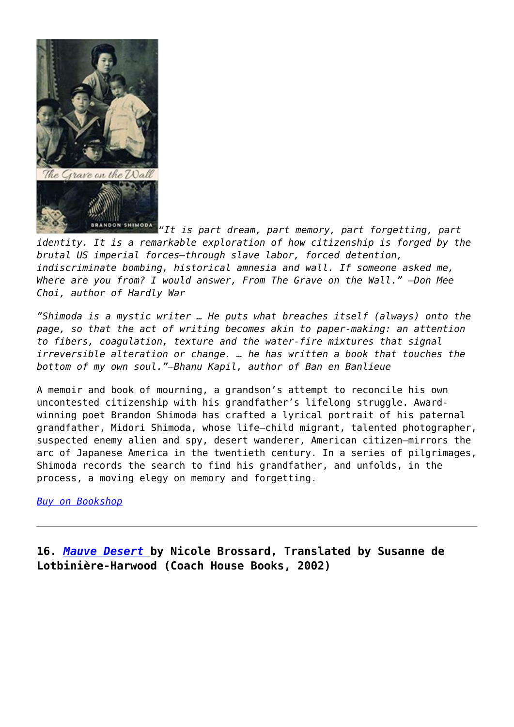*"It is part dream, part memory, part forgetting, part identity. It is a remarkable exploration of how citizenship is forged by the brutal US imperial forces—through slave labor, forced detention, indiscriminate bombing, historical amnesia and wall. If someone asked me, Where are you from? I would answer, From The Grave on the Wall." —Don Mee Choi, author of Hardly War*

*"Shimoda is a mystic writer … He puts what breaches itself (always) onto the page, so that the act of writing becomes akin to paper-making: an attention to fibers, coagulation, texture and the water-fire mixtures that signal irreversible alteration or change. … he has written a book that touches the bottom of my own soul."—Bhanu Kapil, author of Ban en Banlieue*

A memoir and book of mourning, a grandson's attempt to reconcile his own uncontested citizenship with his grandfather's lifelong struggle. Award-winning poet Brandon Shimoda has crafted a lyrical portrait of his paternal grandfather, Midori Shimoda, whose life—child migrant, talented photographer, suspected enemy alien and spy, desert wanderer, American citizen—mirrors the arc of Japanese America in the twentieth century. In a series of pilgrimages, Shimoda records the search to find his grandfather, and unfolds, in the process, a moving elegy on memory and forgetting.

[Buy on Bookshop]

---

### 16. *Mauve Desert* by Nicole Brossard, Translated by Susanne de Lotbinière-Harwood (Coach House Books, 2002)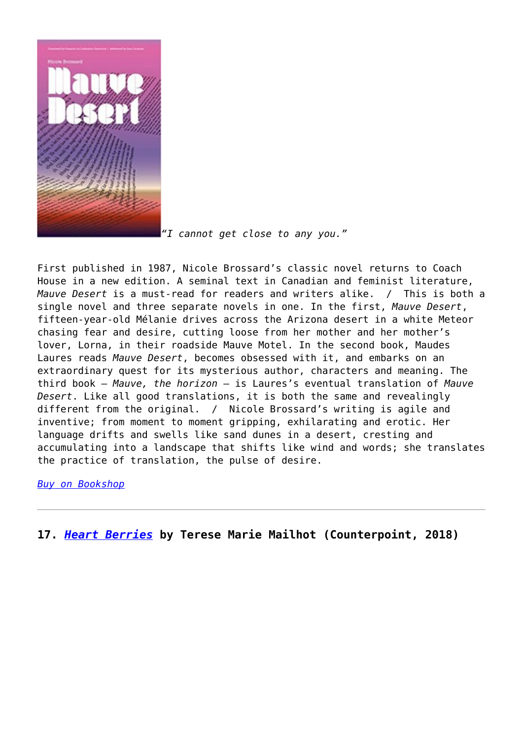*"I cannot get close to any you."*

First published in 1987, Nicole Brossard's classic novel returns to Coach House in a new edition. A seminal text in Canadian and feminist literature, *Mauve Desert* is a must-read for readers and writers alike. / This is both a single novel and three separate novels in one. In the first, *Mauve Desert*, fifteen-year-old Mélanie drives across the Arizona desert in a white Meteor chasing fear and desire, cutting loose from her mother and her mother's lover, Lorna, in their roadside Mauve Motel. In the second book, Maudes Laures reads *Mauve Desert*, becomes obsessed with it, and embarks on an extraordinary quest for its mysterious author, characters and meaning. The third book – *Mauve, the horizon* – is Laures's eventual translation of *Mauve Desert*. Like all good translations, it is both the same and revealingly different from the original. / Nicole Brossard's writing is agile and inventive; from moment to moment gripping, exhilarating and erotic. Her language drifts and swells like sand dunes in a desert, cresting and accumulating into a landscape that shifts like wind and words; she translates the practice of translation, the pulse of desire.

*Buy on Bookshop*

---

**17. *Heart Berries* by Terese Marie Mailhot (Counterpoint, 2018)**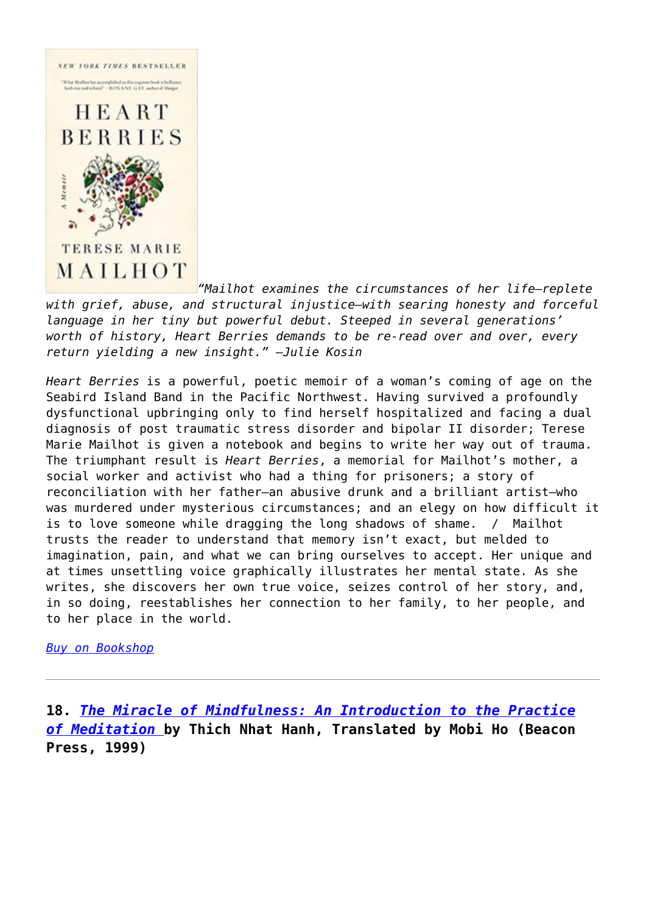*“Mailhot examines the circumstances of her life—replete with grief, abuse, and structural injustice—with searing honesty and forceful language in her tiny but powerful debut. Steeped in several generations’ worth of history, Heart Berries demands to be re-read over and over, every return yielding a new insight.” —Julie Kosin*

*Heart Berries* is a powerful, poetic memoir of a woman’s coming of age on the Seabird Island Band in the Pacific Northwest. Having survived a profoundly dysfunctional upbringing only to find herself hospitalized and facing a dual diagnosis of post traumatic stress disorder and bipolar II disorder; Terese Marie Mailhot is given a notebook and begins to write her way out of trauma. The triumphant result is *Heart Berries*, a memorial for Mailhot’s mother, a social worker and activist who had a thing for prisoners; a story of reconciliation with her father—an abusive drunk and a brilliant artist—who was murdered under mysterious circumstances; and an elegy on how difficult it is to love someone while dragging the long shadows of shame. / Mailhot trusts the reader to understand that memory isn’t exact, but melded to imagination, pain, and what we can bring ourselves to accept. Her unique and at times unsettling voice graphically illustrates her mental state. As she writes, she discovers her own true voice, seizes control of her story, and, in so doing, reestablishes her connection to her family, to her people, and to her place in the world.

*Buy on Bookshop*

---

**18. *The Miracle of Mindfulness: An Introduction to the Practice of Meditation* by Thich Nhat Hanh, Translated by Mobi Ho (Beacon Press, 1999)**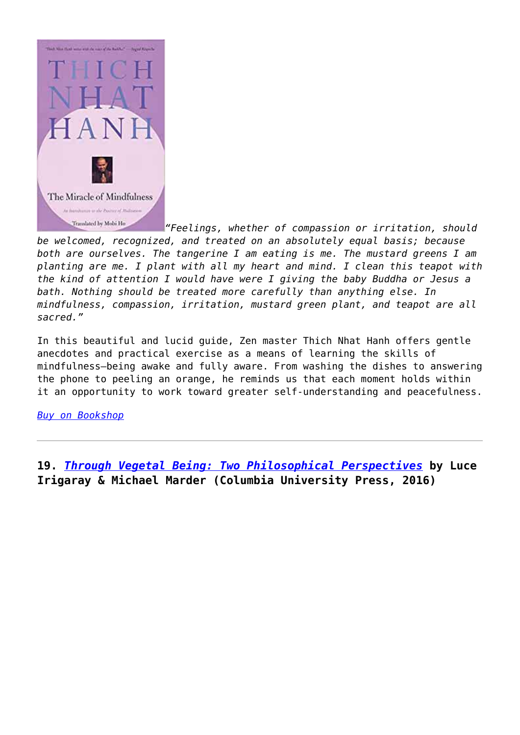*"Feelings, whether of compassion or irritation, should be welcomed, recognized, and treated on an absolutely equal basis; because both are ourselves. The tangerine I am eating is me. The mustard greens I am planting are me. I plant with all my heart and mind. I clean this teapot with the kind of attention I would have were I giving the baby Buddha or Jesus a bath. Nothing should be treated more carefully than anything else. In mindfulness, compassion, irritation, mustard green plant, and teapot are all sacred."*

In this beautiful and lucid guide, Zen master Thich Nhat Hanh offers gentle anecdotes and practical exercise as a means of learning the skills of mindfulness—being awake and fully aware. From washing the dishes to answering the phone to peeling an orange, he reminds us that each moment holds within it an opportunity to work toward greater self-understanding and peacefulness.

*Buy on Bookshop*

---

**19. *Through Vegetal Being: Two Philosophical Perspectives* by Luce Irigaray & Michael Marder (Columbia University Press, 2016)**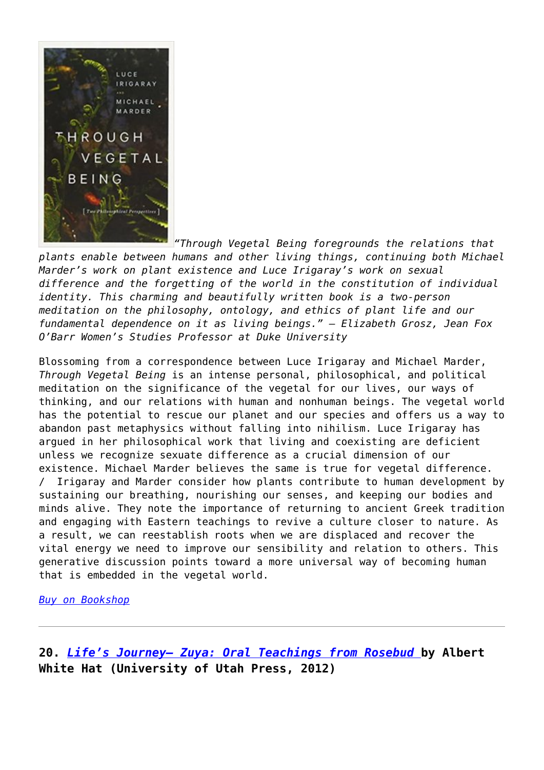*"Through Vegetal Being foregrounds the relations that plants enable between humans and other living things, continuing both Michael Marder's work on plant existence and Luce Irigaray's work on sexual difference and the forgetting of the world in the constitution of individual identity. This charming and beautifully written book is a two-person meditation on the philosophy, ontology, and ethics of plant life and our fundamental dependence on it as living beings." – Elizabeth Grosz, Jean Fox O'Barr Women's Studies Professor at Duke University*

Blossoming from a correspondence between Luce Irigaray and Michael Marder, *Through Vegetal Being* is an intense personal, philosophical, and political meditation on the significance of the vegetal for our lives, our ways of thinking, and our relations with human and nonhuman beings. The vegetal world has the potential to rescue our planet and our species and offers us a way to abandon past metaphysics without falling into nihilism. Luce Irigaray has argued in her philosophical work that living and coexisting are deficient unless we recognize sexuate difference as a crucial dimension of our existence. Michael Marder believes the same is true for vegetal difference. / Irigaray and Marder consider how plants contribute to human development by sustaining our breathing, nourishing our senses, and keeping our bodies and minds alive. They note the importance of returning to ancient Greek tradition and engaging with Eastern teachings to revive a culture closer to nature. As a result, we can reestablish roots when we are displaced and recover the vital energy we need to improve our sensibility and relation to others. This generative discussion points toward a more universal way of becoming human that is embedded in the vegetal world.

*Buy on Bookshop*

---

**20. *Life's Journey– Zuya: Oral Teachings from Rosebud* by Albert White Hat (University of Utah Press, 2012)**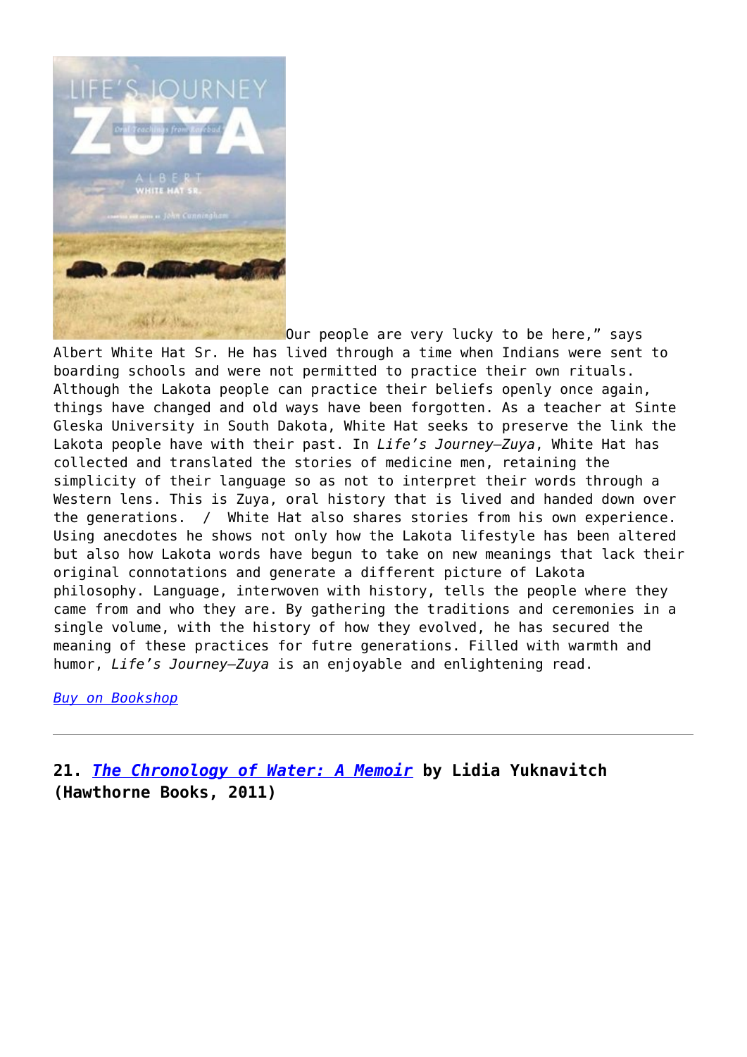Our people are very lucky to be here," says Albert White Hat Sr. He has lived through a time when Indians were sent to boarding schools and were not permitted to practice their own rituals. Although the Lakota people can practice their beliefs openly once again, things have changed and old ways have been forgotten. As a teacher at Sinte Gleska University in South Dakota, White Hat seeks to preserve the link the Lakota people have with their past. In *Life's Journey—Zuya*, White Hat has collected and translated the stories of medicine men, retaining the simplicity of their language so as not to interpret their words through a Western lens. This is Zuya, oral history that is lived and handed down over the generations. / White Hat also shares stories from his own experience. Using anecdotes he shows not only how the Lakota lifestyle has been altered but also how Lakota words have begun to take on new meanings that lack their original connotations and generate a different picture of Lakota philosophy. Language, interwoven with history, tells the people where they came from and who they are. By gathering the traditions and ceremonies in a single volume, with the history of how they evolved, he has secured the meaning of these practices for futre generations. Filled with warmth and humor, *Life's Journey—Zuya* is an enjoyable and enlightening read.

*Buy on Bookshop*

---

**21. *The Chronology of Water: A Memoir* by Lidia Yuknavitch (Hawthorne Books, 2011)**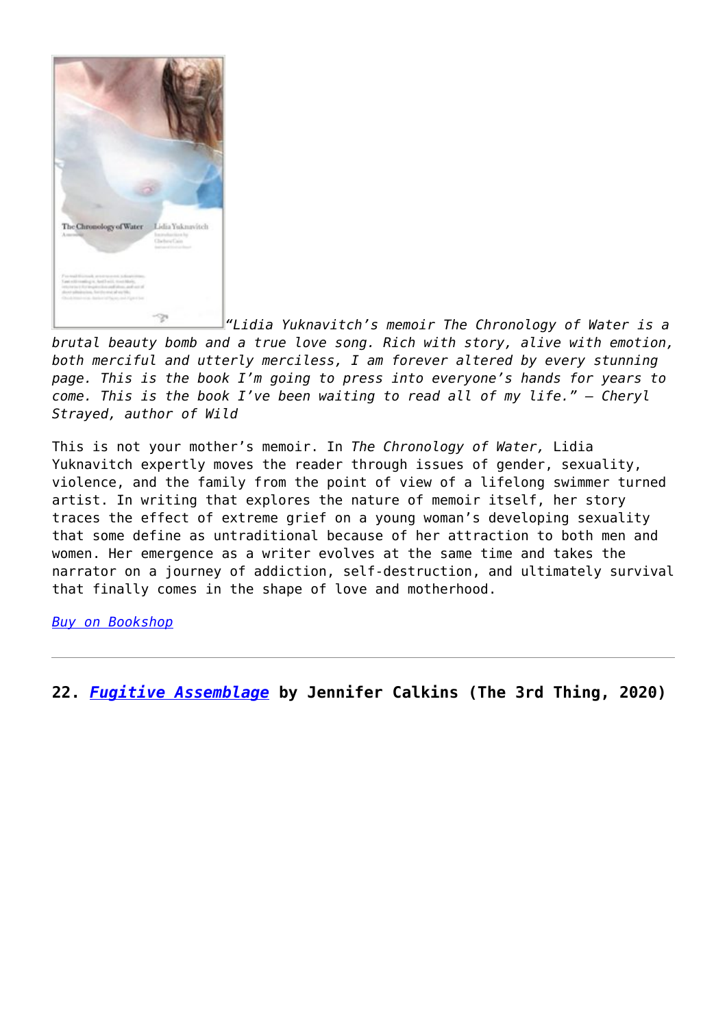*"Lidia Yuknavitch's memoir The Chronology of Water is a brutal beauty bomb and a true love song. Rich with story, alive with emotion, both merciful and utterly merciless, I am forever altered by every stunning page. This is the book I'm going to press into everyone's hands for years to come. This is the book I've been waiting to read all of my life." – Cheryl Strayed, author of Wild*

This is not your mother's memoir. In *The Chronology of Water,* Lidia Yuknavitch expertly moves the reader through issues of gender, sexuality, violence, and the family from the point of view of a lifelong swimmer turned artist. In writing that explores the nature of memoir itself, her story traces the effect of extreme grief on a young woman's developing sexuality that some define as untraditional because of her attraction to both men and women. Her emergence as a writer evolves at the same time and takes the narrator on a journey of addiction, self-destruction, and ultimately survival that finally comes in the shape of love and motherhood.

*Buy on Bookshop*

---

**22. *Fugitive Assemblage* by Jennifer Calkins (The 3rd Thing, 2020)**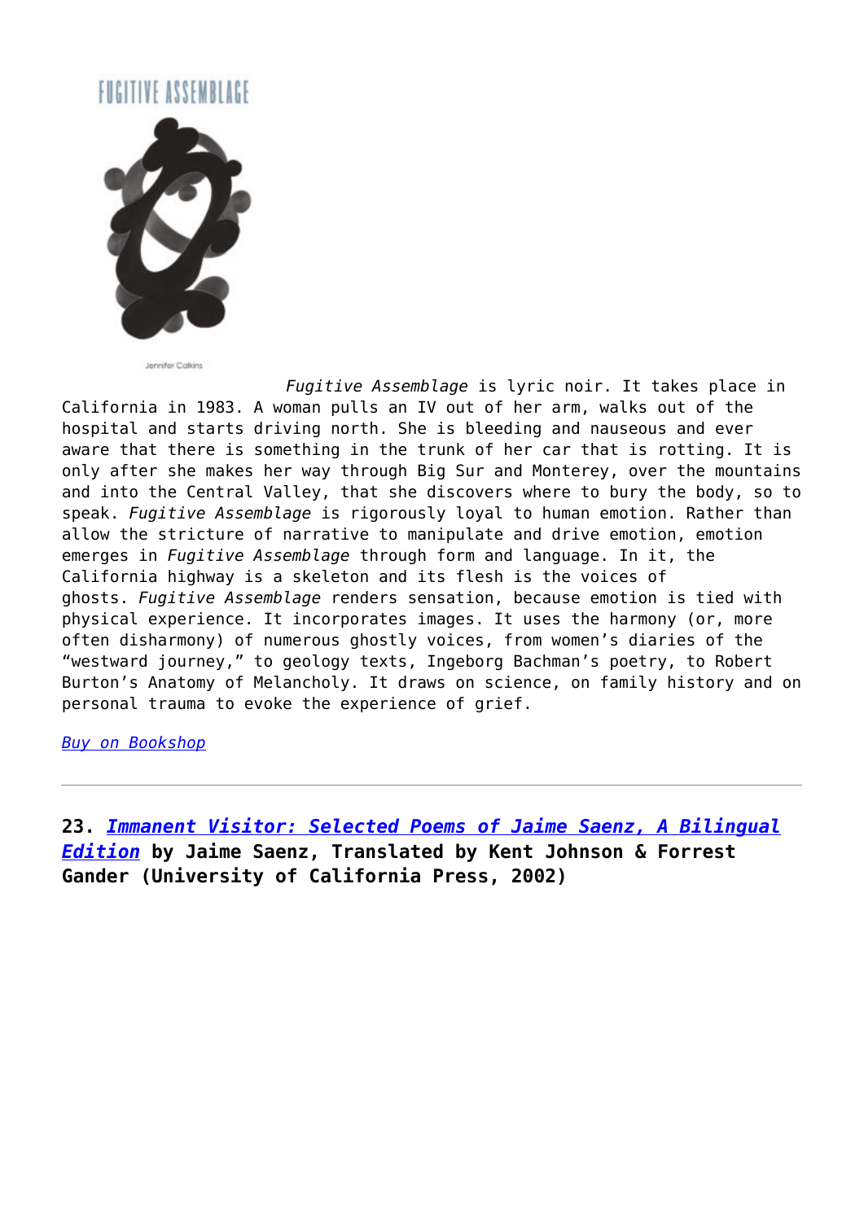*Fugitive Assemblage* is lyric noir. It takes place in California in 1983. A woman pulls an IV out of her arm, walks out of the hospital and starts driving north. She is bleeding and nauseous and ever aware that there is something in the trunk of her car that is rotting. It is only after she makes her way through Big Sur and Monterey, over the mountains and into the Central Valley, that she discovers where to bury the body, so to speak. *Fugitive Assemblage* is rigorously loyal to human emotion. Rather than allow the stricture of narrative to manipulate and drive emotion, emotion emerges in *Fugitive Assemblage* through form and language. In it, the California highway is a skeleton and its flesh is the voices of ghosts. *Fugitive Assemblage* renders sensation, because emotion is tied with physical experience. It incorporates images. It uses the harmony (or, more often disharmony) of numerous ghostly voices, from women's diaries of the "westward journey," to geology texts, Ingeborg Bachman's poetry, to Robert Burton's Anatomy of Melancholy. It draws on science, on family history and on personal trauma to evoke the experience of grief.

*Buy on Bookshop*

---

**23. *Immanent Visitor: Selected Poems of Jaime Saenz, A Bilingual Edition* by Jaime Saenz, Translated by Kent Johnson & Forrest Gander (University of California Press, 2002)**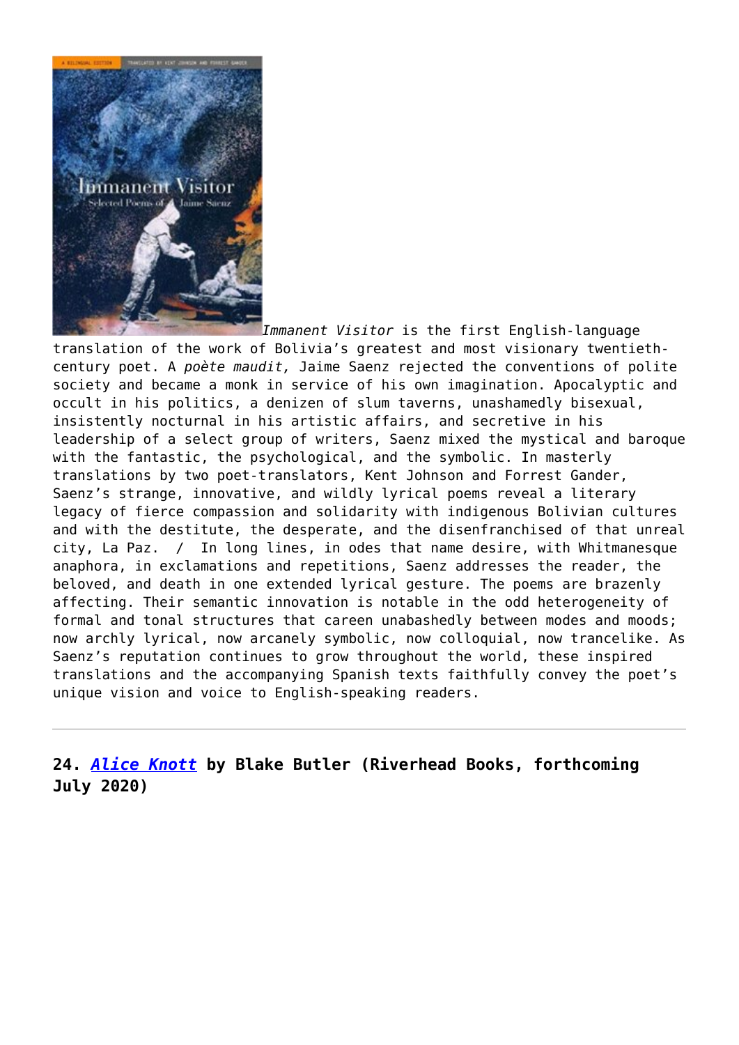*Immanent Visitor* is the first English-language translation of the work of Bolivia's greatest and most visionary twentieth-century poet. A *poète maudit,* Jaime Saenz rejected the conventions of polite society and became a monk in service of his own imagination. Apocalyptic and occult in his politics, a denizen of slum taverns, unashamedly bisexual, insistently nocturnal in his artistic affairs, and secretive in his leadership of a select group of writers, Saenz mixed the mystical and baroque with the fantastic, the psychological, and the symbolic. In masterly translations by two poet-translators, Kent Johnson and Forrest Gander, Saenz's strange, innovative, and wildly lyrical poems reveal a literary legacy of fierce compassion and solidarity with indigenous Bolivian cultures and with the destitute, the desperate, and the disenfranchised of that unreal city, La Paz. / In long lines, in odes that name desire, with Whitmanesque anaphora, in exclamations and repetitions, Saenz addresses the reader, the beloved, and death in one extended lyrical gesture. The poems are brazenly affecting. Their semantic innovation is notable in the odd heterogeneity of formal and tonal structures that careen unabashedly between modes and moods; now archly lyrical, now arcanely symbolic, now colloquial, now trancelike. As Saenz's reputation continues to grow throughout the world, these inspired translations and the accompanying Spanish texts faithfully convey the poet's unique vision and voice to English-speaking readers.

---

### 24. *Alice Knott* by Blake Butler (Riverhead Books, forthcoming July 2020)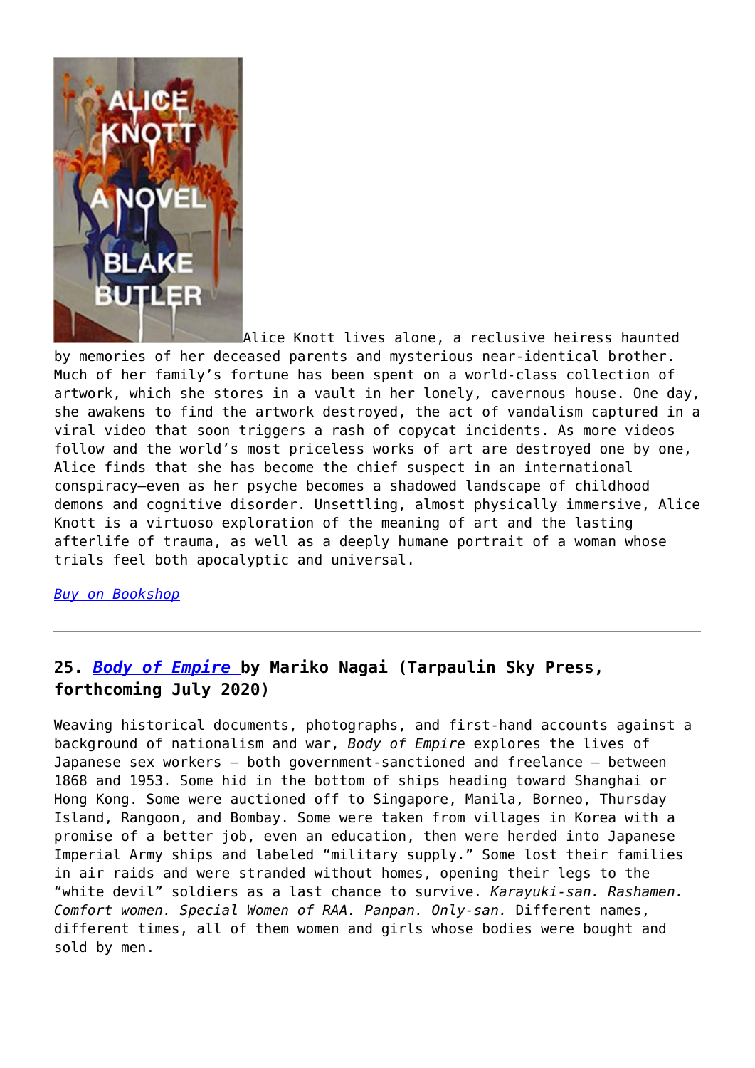Alice Knott lives alone, a reclusive heiress haunted by memories of her deceased parents and mysterious near-identical brother. Much of her family's fortune has been spent on a world-class collection of artwork, which she stores in a vault in her lonely, cavernous house. One day, she awakens to find the artwork destroyed, the act of vandalism captured in a viral video that soon triggers a rash of copycat incidents. As more videos follow and the world's most priceless works of art are destroyed one by one, Alice finds that she has become the chief suspect in an international conspiracy—even as her psyche becomes a shadowed landscape of childhood demons and cognitive disorder. Unsettling, almost physically immersive, Alice Knott is a virtuoso exploration of the meaning of art and the lasting afterlife of trauma, as well as a deeply humane portrait of a woman whose trials feel both apocalyptic and universal.

[Buy on Bookshop]

---

## 25. *Body of Empire* by Mariko Nagai (Tarpaulin Sky Press, forthcoming July 2020)

Weaving historical documents, photographs, and first-hand accounts against a background of nationalism and war, *Body of Empire* explores the lives of Japanese sex workers – both government-sanctioned and freelance – between 1868 and 1953. Some hid in the bottom of ships heading toward Shanghai or Hong Kong. Some were auctioned off to Singapore, Manila, Borneo, Thursday Island, Rangoon, and Bombay. Some were taken from villages in Korea with a promise of a better job, even an education, then were herded into Japanese Imperial Army ships and labeled "military supply." Some lost their families in air raids and were stranded without homes, opening their legs to the "white devil" soldiers as a last chance to survive. *Karayuki-san. Rashamen. Comfort women. Special Women of RAA. Panpan. Only-san.* Different names, different times, all of them women and girls whose bodies were bought and sold by men.